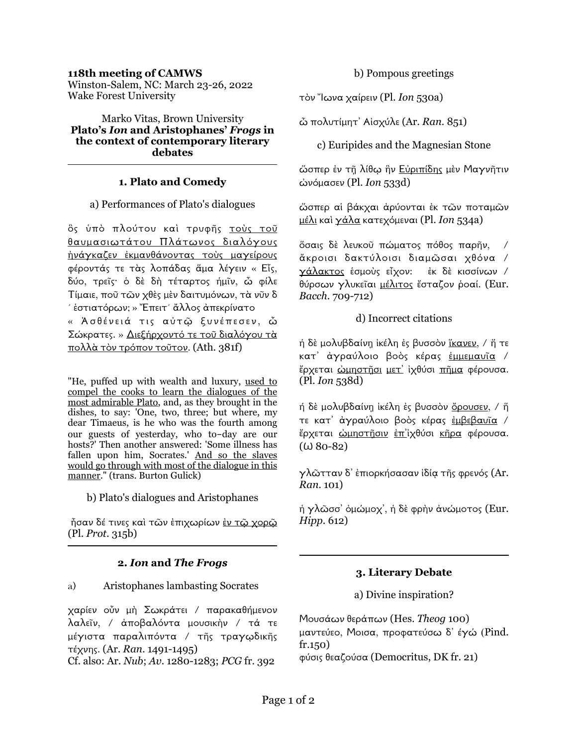**118th meeting of CAMWS**
Winston-Salem, NC: March 23-26, 2022
Wake Forest University

Marko Vitas, Brown University
**Plato's *Ion* and Aristophanes' *Frogs* in the context of contemporary literary debates**

---

## 1. Plato and Comedy

a) Performances of Plato's dialogues

ὃς ὑπὸ πλούτου καὶ τρυφῆς <u>τοὺς τοῦ θαυμασιωτάτου Πλάτωνος διαλόγους ἠνάγκαζεν ἐκμανθάνοντας τοὺς μαγείρους</u> φέροντάς τε τὰς λοπάδας ἅμα λέγειν « Εἷς, δύο, τρεῖς· ὁ δὲ δὴ τέταρτος ἡμῖν, ὦ φίλε Τίμαιε, ποῦ τῶν χθὲς μὲν δαιτυμόνων, τὰ νῦν δ´ ἑστιατόρων; » Ἔπειτ´ ἄλλος ἀπεκρίνατο « Ἀσθένειά τις αὐτῷ ξυνέπεσεν, ὦ Σώκρατες. » <u>Διεξῄρχοντό τε τοῦ διαλόγου τὰ πολλὰ τὸν τρόπον τοῦτον</u>. (Ath. 381f)

"He, puffed up with wealth and luxury, <u>used to compel the cooks to learn the dialogues of the most admirable Plato</u>, and, as they brought in the dishes, to say: 'One, two, three; but where, my dear Timaeus, is he who was the fourth among our guests of yesterday, who to-day are our hosts?' Then another answered: 'Some illness has fallen upon him, Socrates.' <u>And so the slaves would go through with most of the dialogue in this manner</u>." (trans. Burton Gulick)

b) Plato's dialogues and Aristophanes

ἦσαν δέ τινες καὶ τῶν ἐπιχωρίων <u>ἐν τῷ χορῷ</u> (Pl. *Prot.* 315b)

---

## 2. *Ion* and *The Frogs*

a) Aristophanes lambasting Socrates

χαρίεν οὖν μὴ Σωκράτει / παρακαθήμενον λαλεῖν, / ἀποβαλόντα μουσικὴν / τά τε μέγιστα παραλιπόντα / τῆς τραγῳδικῆς τέχνης. (Ar. *Ran.* 1491-1495)
Cf. also: Ar. *Nub*; *Av.* 1280-1283; *PCG* fr. 392

b) Pompous greetings

τὸν Ἴωνα χαίρειν (Pl. *Ion* 530a)

ὦ πολυτίμητ᾽ Αἰσχύλε (Ar. *Ran.* 851)

c) Euripides and the Magnesian Stone

ὥσπερ ἐν τῇ λίθῳ ἣν <u>Εὐριπίδης</u> μὲν Μαγνῆτιν ὠνόμασεν (Pl. *Ion* 533d)

ὥσπερ αἱ βάκχαι ἀρύονται ἐκ τῶν ποταμῶν <u>μέλι</u> καὶ <u>γάλα</u> κατεχόμεναι (Pl. *Ion* 534a)

ὅσαις δὲ λευκοῦ πώματος πόθος παρῆν, / ἄκροισι δακτύλοισι διαμῶσαι χθόνα / <u>γάλακτος</u> ἑσμοὺς εἶχον: ἐκ δὲ κισσίνων / θύρσων γλυκεῖαι <u>μέλιτος</u> ἔσταζον ῥοαί. (Eur. *Bacch.* 709-712)

d) Incorrect citations

ἡ δὲ μολυβδαίνῃ ἰκέλη ἐς βυσσὸν <u>ἵκανεν</u>, / ἥ τε κατ᾽ ἀγραύλοιο βοὸς κέρας <u>ἐμμεμαυῖα</u> / ἔρχεται <u>ὠμηστῇσι</u> <u>μετ᾽</u> ἰχθύσι <u>πῆμα</u> φέρουσα. (Pl. *Ion* 538d)

ἡ δὲ μολυβδαίνῃ ἰκέλη ἐς βυσσὸν <u>ὄρουσεν</u>, / ἥ τε κατ᾽ ἀγραύλοιο βοὸς κέρας <u>ἐμβεβαυῖα</u> / ἔρχεται <u>ὠμηστῇσιν</u> <u>ἐπ᾽</u>ἰχθύσι <u>κῆρα</u> φέρουσα. (ω 80-82)

γλῶτταν δ᾽ ἐπιορκήσασαν ἰδίᾳ τῆς φρενός (Ar. *Ran.* 101)

ἡ γλῶσσ᾽ ὀμώμοχ᾽, ἡ δὲ φρὴν ἀνώμοτος (Eur. *Hipp.* 612)

---

## 3. Literary Debate

a) Divine inspiration?

Μουσάων θεράπων (Hes. *Theog* 100)
μαντεύεο, Μοισα, προφατεύσω δ᾽ ἐγώ (Pind. fr.150)
φύσις θεαζούσα (Democritus, DK fr. 21)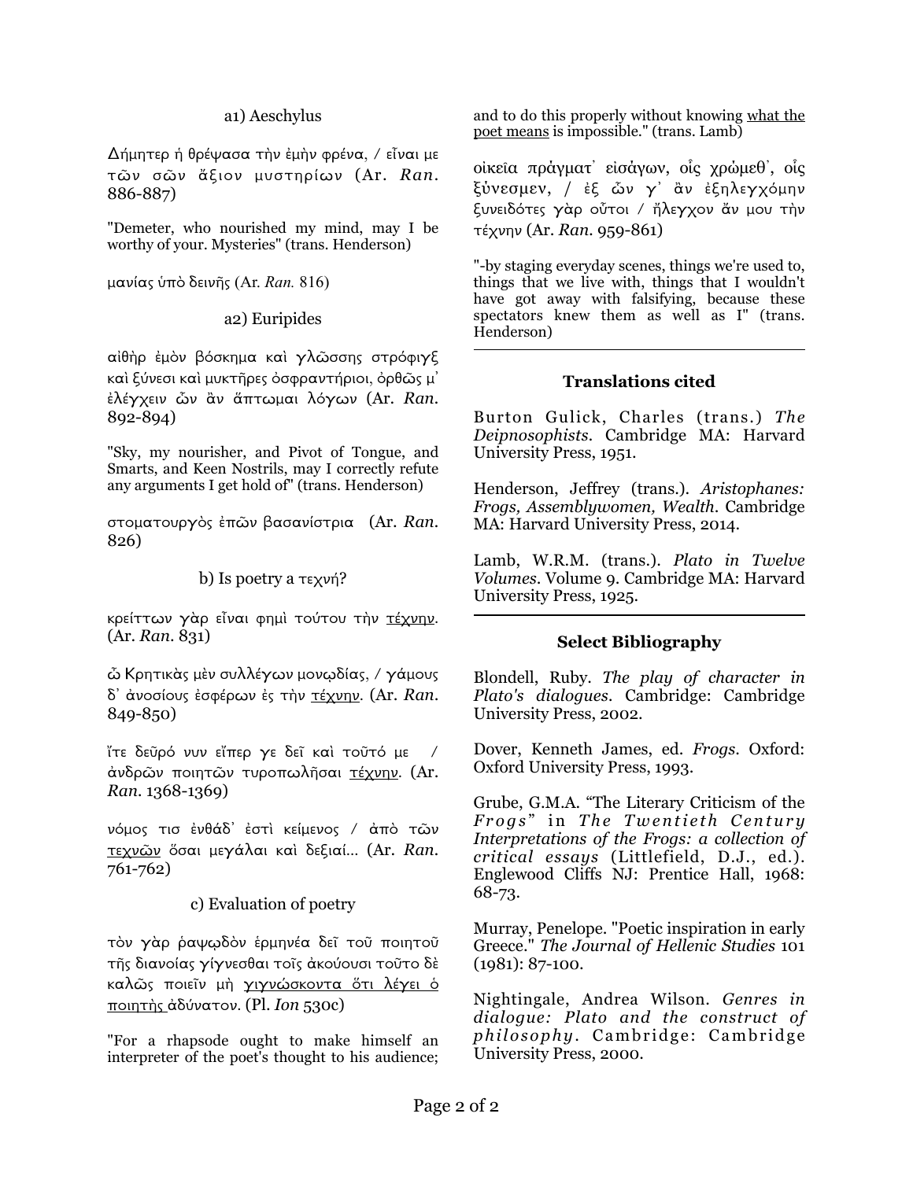### a1) Aeschylus

Δήμητερ ἡ θρέψασα τὴν ἐμὴν φρένα, / εἶναί με τῶν σῶν ἄξιον μυστηρίων (Ar. *Ran.* 886-887)

"Demeter, who nourished my mind, may I be worthy of your. Mysteries" (trans. Henderson)

μανίας ὑπὸ δεινῆς (Ar. *Ran.* 816)

### a2) Euripides

αἰθὴρ ἐμὸν βόσκημα καὶ γλώσσης στρόφιγξ καὶ ξύνεσι καὶ μυκτῆρες ὀσφραντήριοι, ὀρθῶς μ᾽ ἐλέγχειν ὧν ἂν ἅπτωμαι λόγων (Ar. *Ran.* 892-894)

"Sky, my nourisher, and Pivot of Tongue, and Smarts, and Keen Nostrils, may I correctly refute any arguments I get hold of" (trans. Henderson)

στοματουργὸς ἐπῶν βασανίστρια (Ar. *Ran.* 826)

### b) Is poetry a τεχνή?

κρείττων γὰρ εἶναι φημὶ τούτου τὴν <u>τέχνην</u>. (Ar. *Ran.* 831)

ὦ Κρητικὰς μὲν συλλέγων μονῳδίας, / γάμους δ᾽ ἀνοσίους ἐσφέρων ἐς τὴν <u>τέχνην</u>. (Ar. *Ran.* 849-850)

ἴτε δεῦρό νυν εἴπερ γε δεῖ καὶ τοῦτό με / ἀνδρῶν ποιητῶν τυροπωλῆσαι <u>τέχνην</u>. (Ar. *Ran.* 1368-1369)

νόμος τις ἐνθάδ᾽ ἐστὶ κείμενος / ἀπὸ τῶν <u>τεχνῶν</u> ὅσαι μεγάλαι καὶ δεξιαί… (Ar. *Ran.* 761-762)

### c) Evaluation of poetry

τὸν γὰρ ῥαψῳδὸν ἑρμηνέα δεῖ τοῦ ποιητοῦ τῆς διανοίας γίγνεσθαι τοῖς ἀκούουσι τοῦτο δὲ καλῶς ποιεῖν μὴ <u>γιγνώσκοντα ὅτι λέγει ὁ ποιητὴς</u> ἀδύνατον. (Pl. *Ion* 530c)

"For a rhapsode ought to make himself an interpreter of the poet's thought to his audience; and to do this properly without knowing <u>what the poet means</u> is impossible." (trans. Lamb)

οἰκεῖα πράγματ᾽ εἰσάγων, οἷς χρώμεθ᾽, οἷς ξύνεσμεν, / ἐξ ὧν γ᾽ ἂν ἐξηλεγχόμην ξυνειδότες γὰρ οὗτοι / ἤλεγχον ἄν μου τὴν τέχνην (Ar. *Ran.* 959-861)

"-by staging everyday scenes, things we're used to, things that we live with, things that I wouldn't have got away with falsifying, because these spectators knew them as well as I" (trans. Henderson)

---

## Translations cited

Burton Gulick, Charles (trans.) *The Deipnosophists.* Cambridge MA: Harvard University Press, 1951.

Henderson, Jeffrey (trans.). *Aristophanes: Frogs, Assemblywomen, Wealth.* Cambridge MA: Harvard University Press, 2014.

Lamb, W.R.M. (trans.). *Plato in Twelve Volumes.* Volume 9. Cambridge MA: Harvard University Press, 1925.

---

## Select Bibliography

Blondell, Ruby. *The play of character in Plato's dialogues.* Cambridge: Cambridge University Press, 2002.

Dover, Kenneth James, ed. *Frogs.* Oxford: Oxford University Press, 1993.

Grube, G.M.A. "The Literary Criticism of the *Frogs*" in *The Twentieth Century Interpretations of the Frogs: a collection of critical essays* (Littlefield, D.J., ed.). Englewood Cliffs NJ: Prentice Hall, 1968: 68-73.

Murray, Penelope. "Poetic inspiration in early Greece." *The Journal of Hellenic Studies* 101 (1981): 87-100.

Nightingale, Andrea Wilson. *Genres in dialogue: Plato and the construct of philosophy.* Cambridge: Cambridge University Press, 2000.